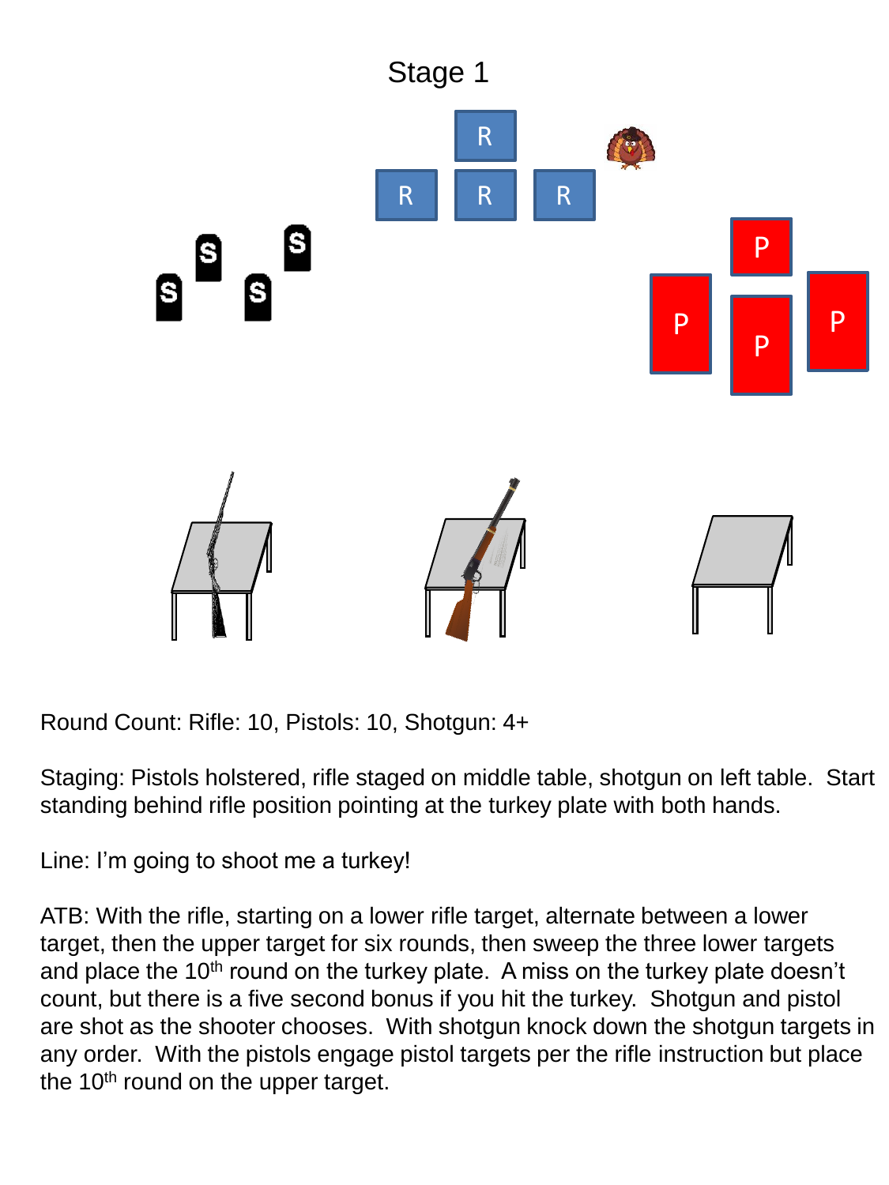# Stage 1

Round Count: Rifle: 10, Pistols: 10, Shotgun: 4+

Staging: Pistols holstered, rifle staged on middle table, shotgun on left table. Start standing behind rifle position pointing at the turkey plate with both hands.

Line: I'm going to shoot me a turkey!

ATB: With the rifle, starting on a lower rifle target, alternate between a lower target, then the upper target for six rounds, then sweep the three lower targets and place the 10th round on the turkey plate. A miss on the turkey plate doesn't count, but there is a five second bonus if you hit the turkey. Shotgun and pistol are shot as the shooter chooses. With shotgun knock down the shotgun targets in any order. With the pistols engage pistol targets per the rifle instruction but place the 10th round on the upper target.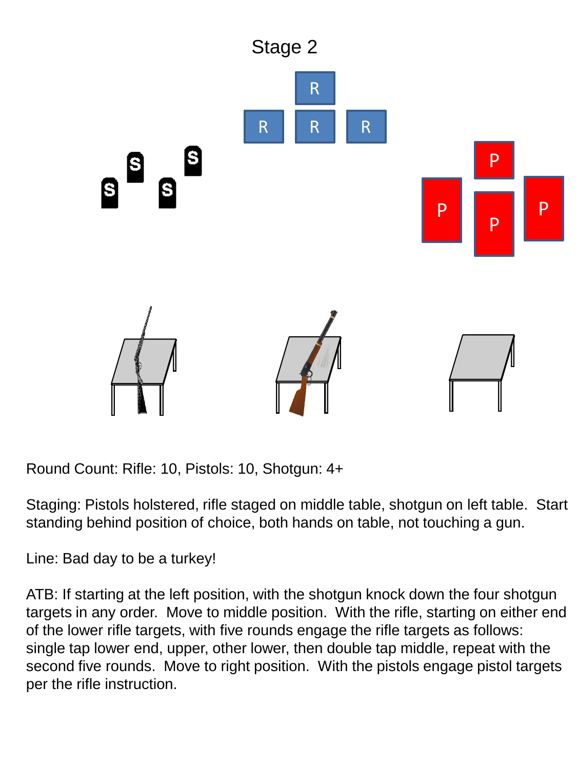# Stage 2

Round Count: Rifle: 10, Pistols: 10, Shotgun: 4+

Staging: Pistols holstered, rifle staged on middle table, shotgun on left table. Start standing behind position of choice, both hands on table, not touching a gun.

Line: Bad day to be a turkey!

ATB: If starting at the left position, with the shotgun knock down the four shotgun targets in any order. Move to middle position. With the rifle, starting on either end of the lower rifle targets, with five rounds engage the rifle targets as follows: single tap lower end, upper, other lower, then double tap middle, repeat with the second five rounds. Move to right position. With the pistols engage pistol targets per the rifle instruction.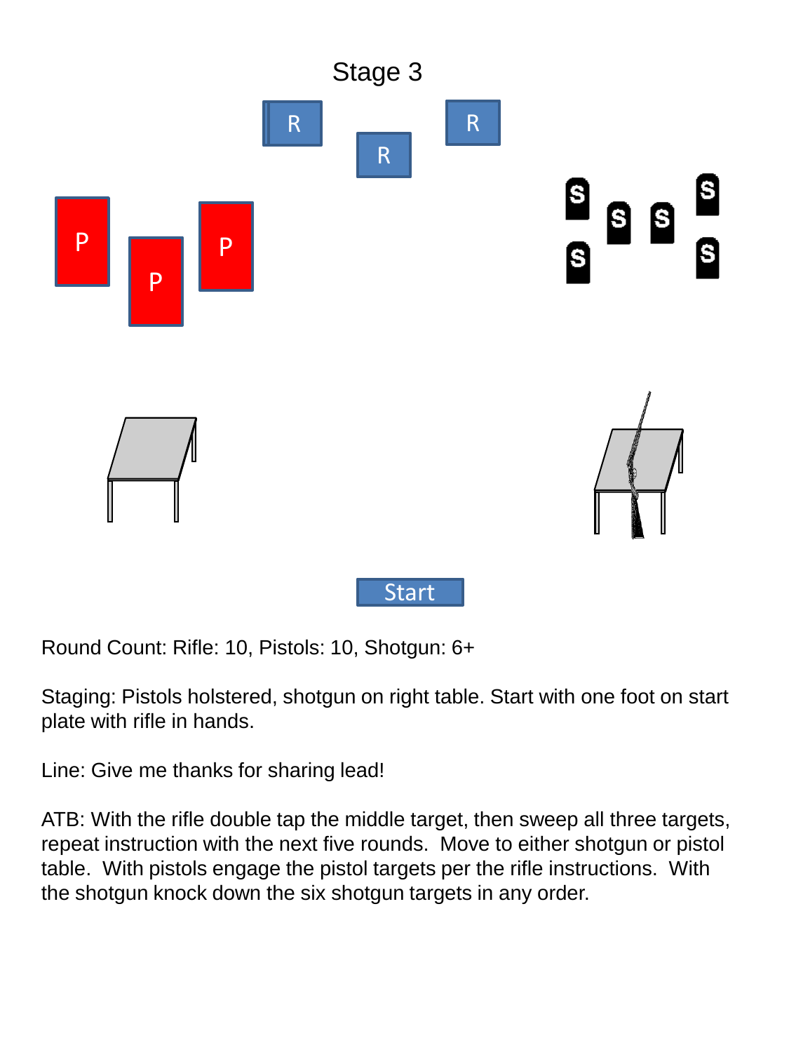# Stage 3

Round Count: Rifle: 10, Pistols: 10, Shotgun: 6+

Staging: Pistols holstered, shotgun on right table. Start with one foot on start plate with rifle in hands.

Line: Give me thanks for sharing lead!

ATB: With the rifle double tap the middle target, then sweep all three targets, repeat instruction with the next five rounds. Move to either shotgun or pistol table. With pistols engage the pistol targets per the rifle instructions. With the shotgun knock down the six shotgun targets in any order.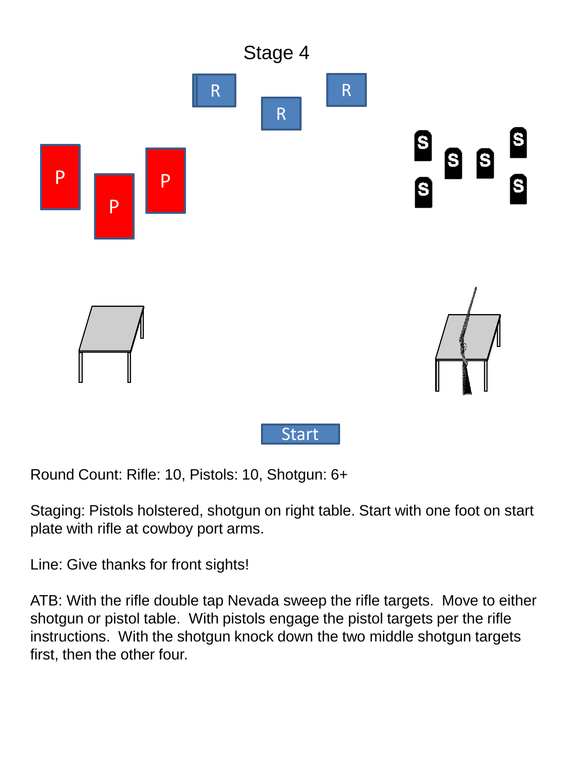# Stage 4

Round Count: Rifle: 10, Pistols: 10, Shotgun: 6+

Staging: Pistols holstered, shotgun on right table. Start with one foot on start plate with rifle at cowboy port arms.

Line: Give thanks for front sights!

ATB: With the rifle double tap Nevada sweep the rifle targets. Move to either shotgun or pistol table. With pistols engage the pistol targets per the rifle instructions. With the shotgun knock down the two middle shotgun targets first, then the other four.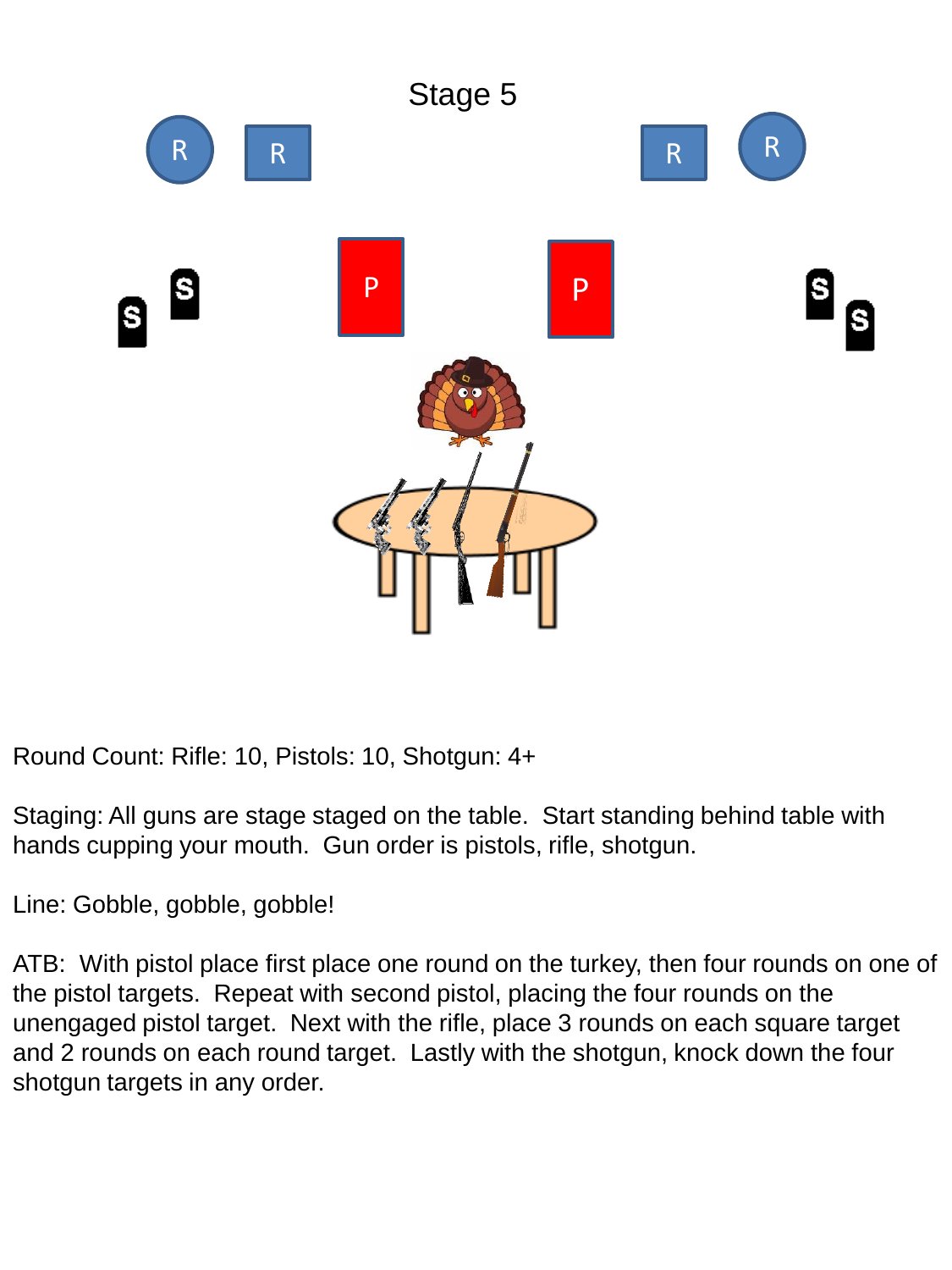# Stage 5

Round Count: Rifle: 10, Pistols: 10, Shotgun: 4+

Staging: All guns are stage staged on the table. Start standing behind table with hands cupping your mouth. Gun order is pistols, rifle, shotgun.

Line: Gobble, gobble, gobble!

ATB: With pistol place first place one round on the turkey, then four rounds on one of the pistol targets. Repeat with second pistol, placing the four rounds on the unengaged pistol target. Next with the rifle, place 3 rounds on each square target and 2 rounds on each round target. Lastly with the shotgun, knock down the four shotgun targets in any order.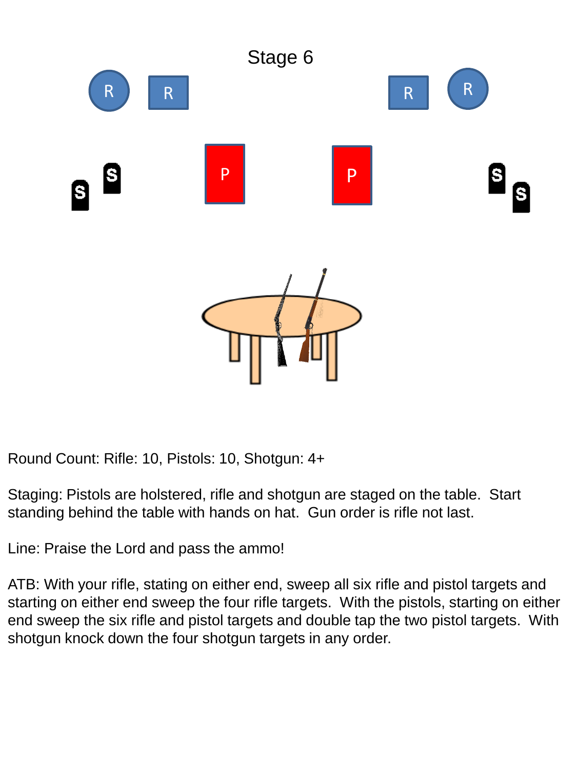# Stage 6

Round Count: Rifle: 10, Pistols: 10, Shotgun: 4+

Staging: Pistols are holstered, rifle and shotgun are staged on the table. Start standing behind the table with hands on hat. Gun order is rifle not last.

Line: Praise the Lord and pass the ammo!

ATB: With your rifle, stating on either end, sweep all six rifle and pistol targets and starting on either end sweep the four rifle targets. With the pistols, starting on either end sweep the six rifle and pistol targets and double tap the two pistol targets. With shotgun knock down the four shotgun targets in any order.